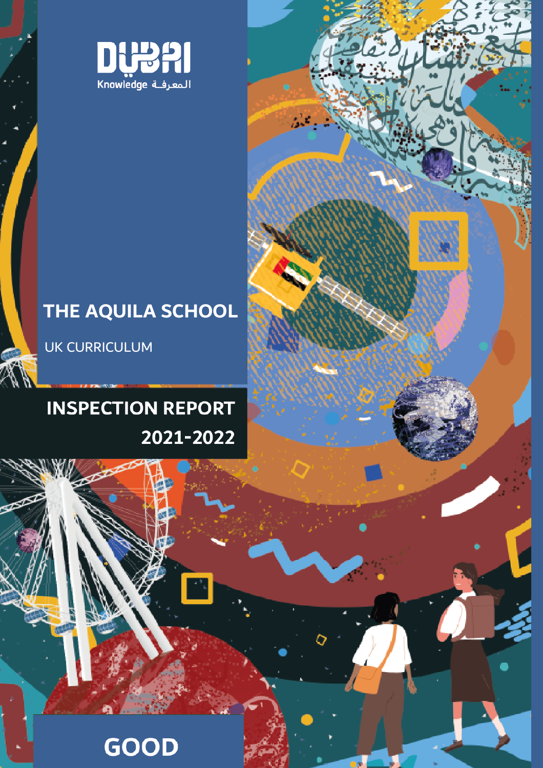DUBAI Knowledge المعرفة

# THE AQUILA SCHOOL

UK CURRICULUM

## INSPECTION REPORT 2021-2022

**GOOD**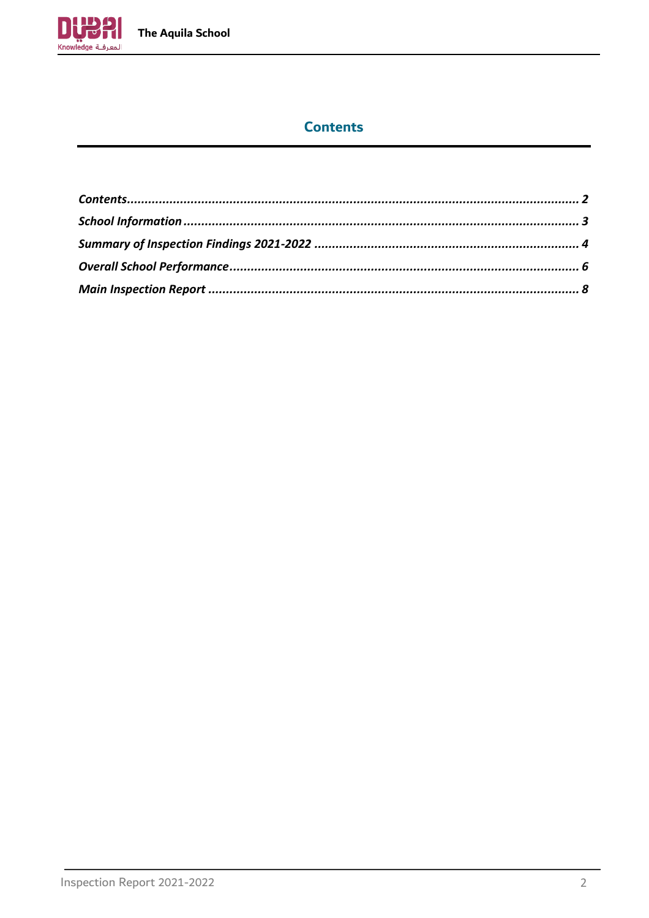# Contents

*Contents* ........................................................................................................ *2*

*School Information* .......................................................................................... *3*

*Summary of Inspection Findings 2021-2022* ......................................................... *4*

*Overall School Performance* .............................................................................. *6*

*Main Inspection Report* ..................................................................................... *8*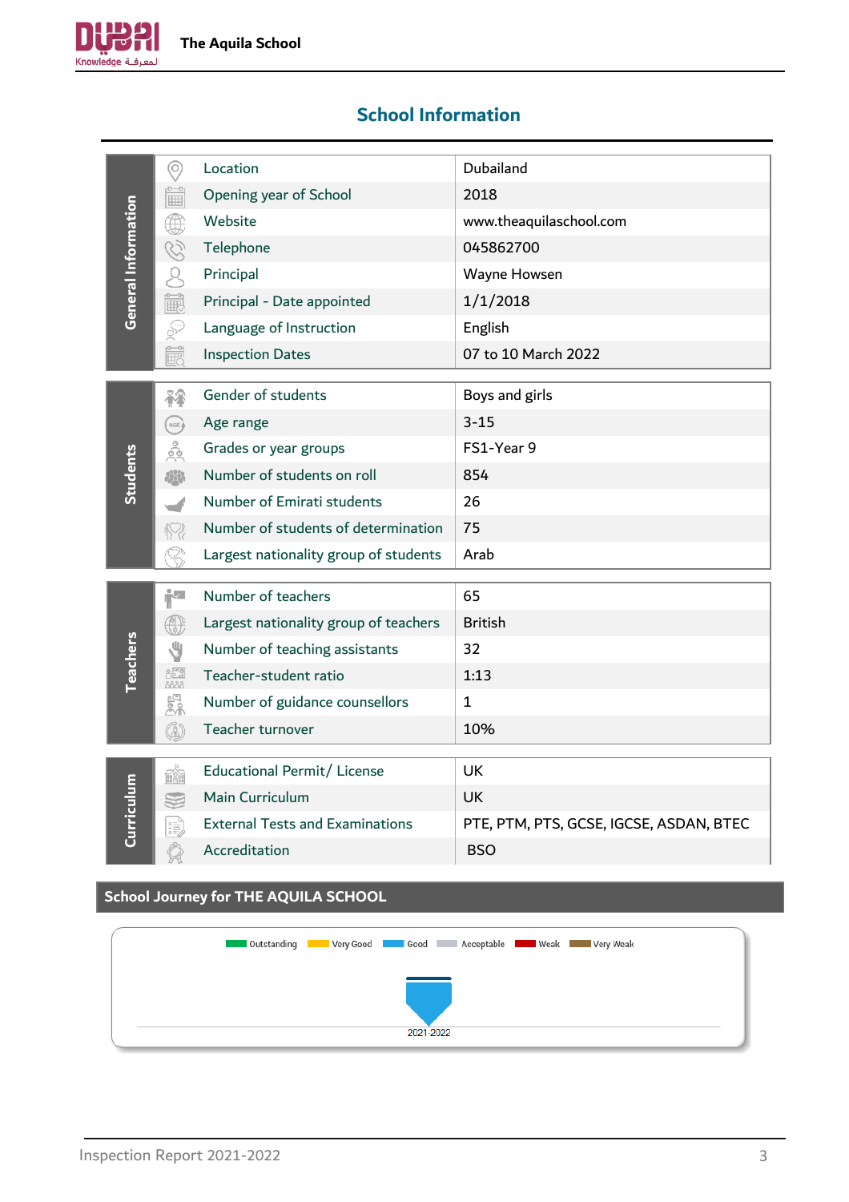## School Information

| | | |
|---|---|---|
| **General Information** | Location | Dubailand |
| | Opening year of School | 2018 |
| | Website | www.theaquilaschool.com |
| | Telephone | 045862700 |
| | Principal | Wayne Howsen |
| | Principal - Date appointed | 1/1/2018 |
| | Language of Instruction | English |
| | Inspection Dates | 07 to 10 March 2022 |
| **Students** | Gender of students | Boys and girls |
| | Age range | 3-15 |
| | Grades or year groups | FS1-Year 9 |
| | Number of students on roll | 854 |
| | Number of Emirati students | 26 |
| | Number of students of determination | 75 |
| | Largest nationality group of students | Arab |
| **Teachers** | Number of teachers | 65 |
| | Largest nationality group of teachers | British |
| | Number of teaching assistants | 32 |
| | Teacher-student ratio | 1:13 |
| | Number of guidance counsellors | 1 |
| | Teacher turnover | 10% |
| **Curriculum** | Educational Permit/ License | UK |
| | Main Curriculum | UK |
| | External Tests and Examinations | PTE, PTM, PTS, GCSE, IGCSE, ASDAN, BTEC |
| | Accreditation | BSO |

### School Journey for THE AQUILA SCHOOL

Outstanding | Very Good | Good | Acceptable | Weak | Very Weak

2021-2022: Good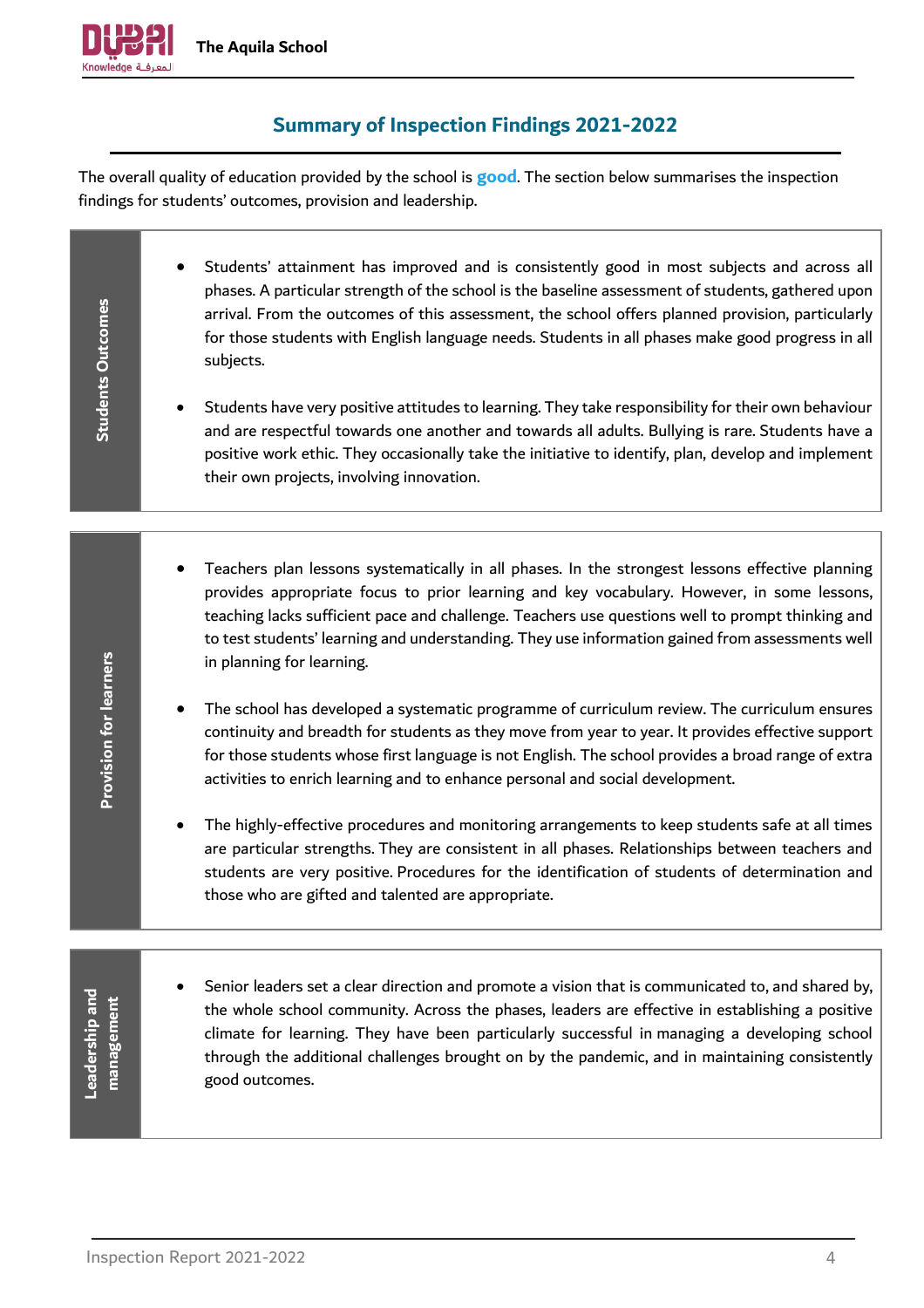## Summary of Inspection Findings 2021-2022

The overall quality of education provided by the school is **good**. The section below summarises the inspection findings for students' outcomes, provision and leadership.

### Students Outcomes

- Students' attainment has improved and is consistently good in most subjects and across all phases. A particular strength of the school is the baseline assessment of students, gathered upon arrival. From the outcomes of this assessment, the school offers planned provision, particularly for those students with English language needs. Students in all phases make good progress in all subjects.
- Students have very positive attitudes to learning. They take responsibility for their own behaviour and are respectful towards one another and towards all adults. Bullying is rare. Students have a positive work ethic. They occasionally take the initiative to identify, plan, develop and implement their own projects, involving innovation.

### Provision for learners

- Teachers plan lessons systematically in all phases. In the strongest lessons effective planning provides appropriate focus to prior learning and key vocabulary. However, in some lessons, teaching lacks sufficient pace and challenge. Teachers use questions well to prompt thinking and to test students' learning and understanding. They use information gained from assessments well in planning for learning.
- The school has developed a systematic programme of curriculum review. The curriculum ensures continuity and breadth for students as they move from year to year. It provides effective support for those students whose first language is not English. The school provides a broad range of extra activities to enrich learning and to enhance personal and social development.
- The highly-effective procedures and monitoring arrangements to keep students safe at all times are particular strengths. They are consistent in all phases. Relationships between teachers and students are very positive. Procedures for the identification of students of determination and those who are gifted and talented are appropriate.

### Leadership and management

- Senior leaders set a clear direction and promote a vision that is communicated to, and shared by, the whole school community. Across the phases, leaders are effective in establishing a positive climate for learning. They have been particularly successful in managing a developing school through the additional challenges brought on by the pandemic, and in maintaining consistently good outcomes.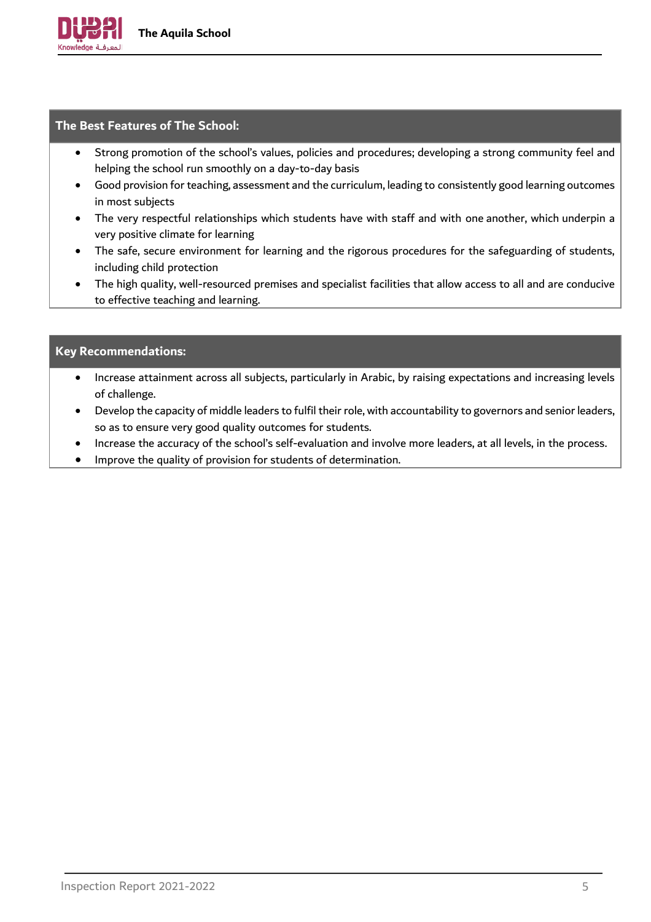## The Best Features of The School:

- Strong promotion of the school's values, policies and procedures; developing a strong community feel and helping the school run smoothly on a day-to-day basis
- Good provision for teaching, assessment and the curriculum, leading to consistently good learning outcomes in most subjects
- The very respectful relationships which students have with staff and with one another, which underpin a very positive climate for learning
- The safe, secure environment for learning and the rigorous procedures for the safeguarding of students, including child protection
- The high quality, well-resourced premises and specialist facilities that allow access to all and are conducive to effective teaching and learning.

## Key Recommendations:

- Increase attainment across all subjects, particularly in Arabic, by raising expectations and increasing levels of challenge.
- Develop the capacity of middle leaders to fulfil their role, with accountability to governors and senior leaders, so as to ensure very good quality outcomes for students.
- Increase the accuracy of the school's self-evaluation and involve more leaders, at all levels, in the process.
- Improve the quality of provision for students of determination.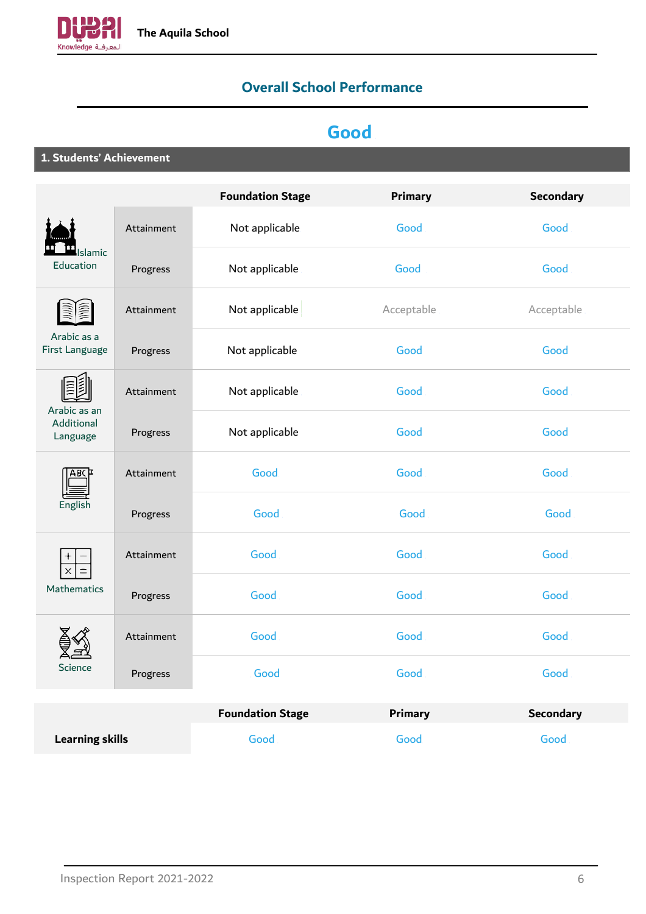## Overall School Performance

# Good

### 1. Students' Achievement

| | | Foundation Stage | Primary | Secondary |
|---|---|---|---|---|
| Islamic Education | Attainment | Not applicable | Good | Good |
| | Progress | Not applicable | Good | Good |
| Arabic as a First Language | Attainment | Not applicable | Acceptable | Acceptable |
| | Progress | Not applicable | Good | Good |
| Arabic as an Additional Language | Attainment | Not applicable | Good | Good |
| | Progress | Not applicable | Good | Good |
| English | Attainment | Good | Good | Good |
| | Progress | Good | Good | Good |
| Mathematics | Attainment | Good | Good | Good |
| | Progress | Good | Good | Good |
| Science | Attainment | Good | Good | Good |
| | Progress | Good | Good | Good |

| | Foundation Stage | Primary | Secondary |
|---|---|---|---|
| **Learning skills** | Good | Good | Good |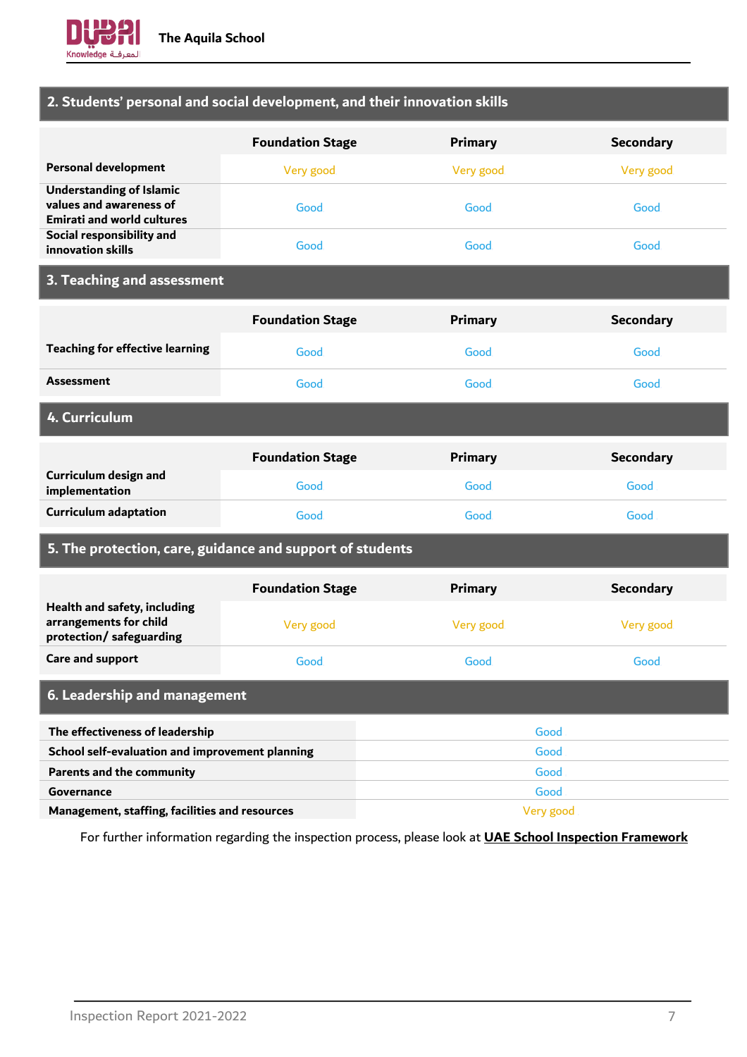## 2. Students' personal and social development, and their innovation skills

| | Foundation Stage | Primary | Secondary |
|---|---|---|---|
| **Personal development** | Very good | Very good | Very good |
| **Understanding of Islamic values and awareness of Emirati and world cultures** | Good | Good | Good |
| **Social responsibility and innovation skills** | Good | Good | Good |

## 3. Teaching and assessment

| | Foundation Stage | Primary | Secondary |
|---|---|---|---|
| **Teaching for effective learning** | Good | Good | Good |
| **Assessment** | Good | Good | Good |

## 4. Curriculum

| | Foundation Stage | Primary | Secondary |
|---|---|---|---|
| **Curriculum design and implementation** | Good | Good | Good |
| **Curriculum adaptation** | Good | Good | Good |

## 5. The protection, care, guidance and support of students

| | Foundation Stage | Primary | Secondary |
|---|---|---|---|
| **Health and safety, including arrangements for child protection/ safeguarding** | Very good | Very good | Very good |
| **Care and support** | Good | Good | Good |

## 6. Leadership and management

| | |
|---|---|
| **The effectiveness of leadership** | Good |
| **School self-evaluation and improvement planning** | Good |
| **Parents and the community** | Good |
| **Governance** | Good |
| **Management, staffing, facilities and resources** | Very good |

For further information regarding the inspection process, please look at **UAE School Inspection Framework**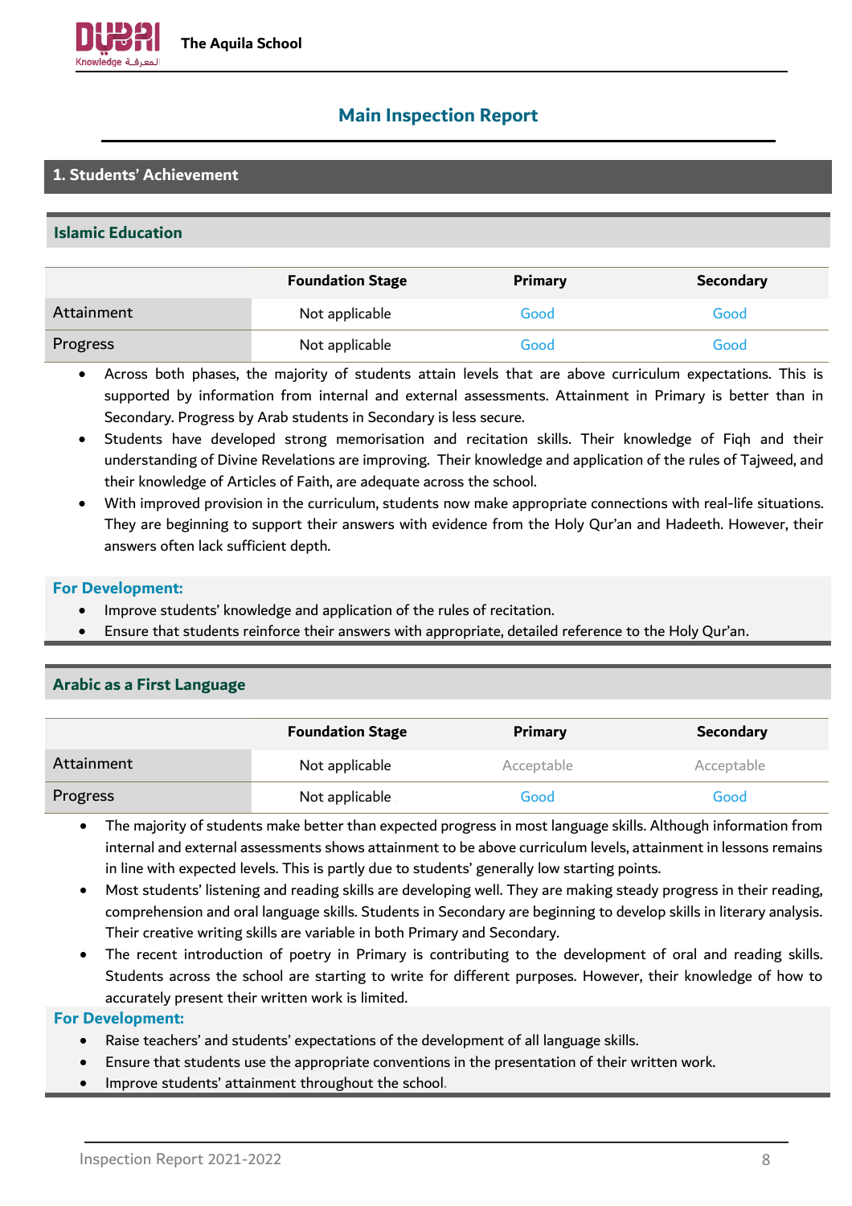## Main Inspection Report

### 1. Students' Achievement

#### Islamic Education

| | Foundation Stage | Primary | Secondary |
|---|---|---|---|
| Attainment | Not applicable | Good | Good |
| Progress | Not applicable | Good | Good |

- Across both phases, the majority of students attain levels that are above curriculum expectations. This is supported by information from internal and external assessments. Attainment in Primary is better than in Secondary. Progress by Arab students in Secondary is less secure.
- Students have developed strong memorisation and recitation skills. Their knowledge of Fiqh and their understanding of Divine Revelations are improving. Their knowledge and application of the rules of Tajweed, and their knowledge of Articles of Faith, are adequate across the school.
- With improved provision in the curriculum, students now make appropriate connections with real-life situations. They are beginning to support their answers with evidence from the Holy Qur'an and Hadeeth. However, their answers often lack sufficient depth.

**For Development:**

- Improve students' knowledge and application of the rules of recitation.
- Ensure that students reinforce their answers with appropriate, detailed reference to the Holy Qur'an.

#### Arabic as a First Language

| | Foundation Stage | Primary | Secondary |
|---|---|---|---|
| Attainment | Not applicable | Acceptable | Acceptable |
| Progress | Not applicable | Good | Good |

- The majority of students make better than expected progress in most language skills. Although information from internal and external assessments shows attainment to be above curriculum levels, attainment in lessons remains in line with expected levels. This is partly due to students' generally low starting points.
- Most students' listening and reading skills are developing well. They are making steady progress in their reading, comprehension and oral language skills. Students in Secondary are beginning to develop skills in literary analysis. Their creative writing skills are variable in both Primary and Secondary.
- The recent introduction of poetry in Primary is contributing to the development of oral and reading skills. Students across the school are starting to write for different purposes. However, their knowledge of how to accurately present their written work is limited.

**For Development:**

- Raise teachers' and students' expectations of the development of all language skills.
- Ensure that students use the appropriate conventions in the presentation of their written work.
- Improve students' attainment throughout the school.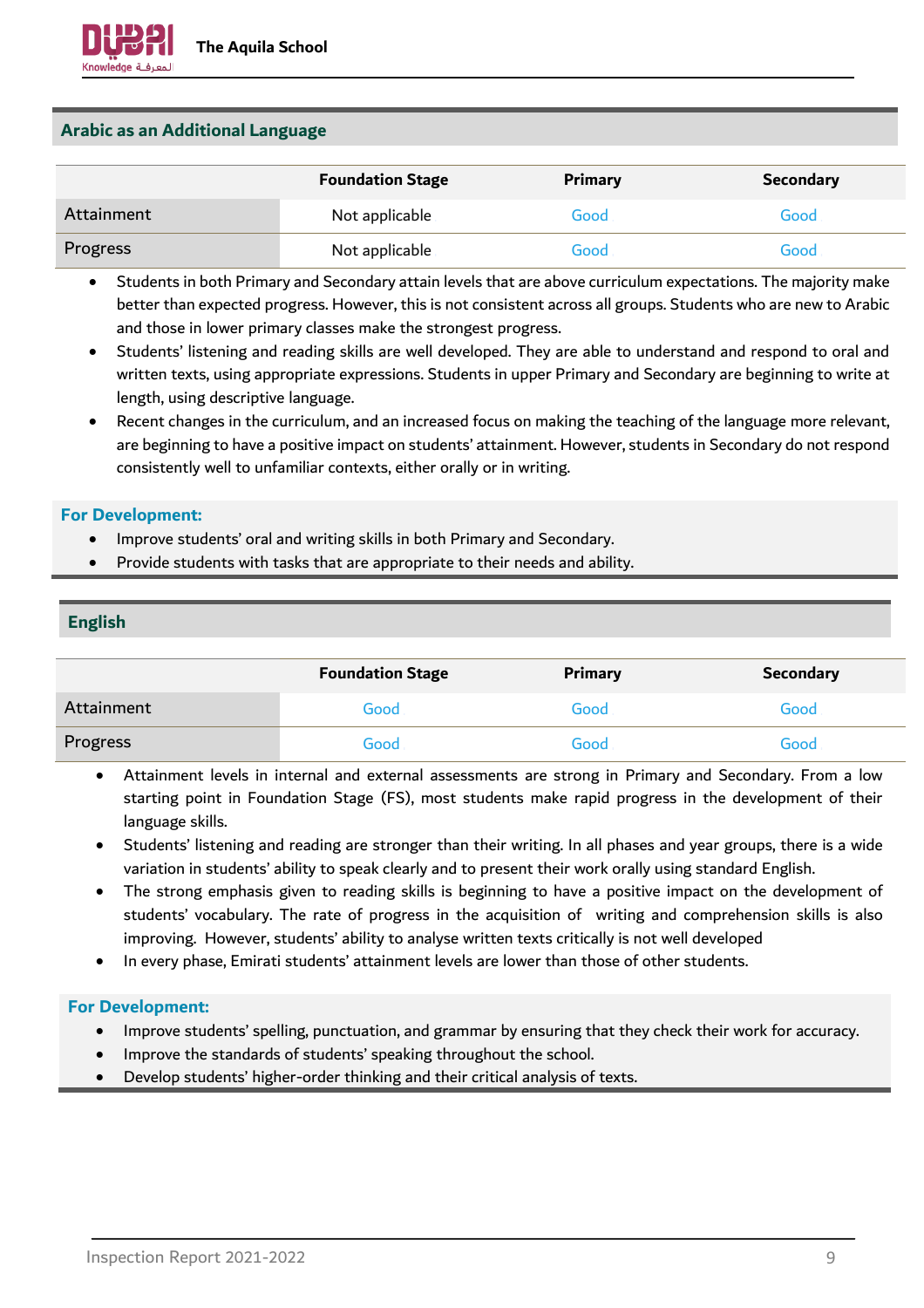## Arabic as an Additional Language

| | Foundation Stage | Primary | Secondary |
|---|---|---|---|
| Attainment | Not applicable | Good | Good |
| Progress | Not applicable | Good | Good |

- Students in both Primary and Secondary attain levels that are above curriculum expectations. The majority make better than expected progress. However, this is not consistent across all groups. Students who are new to Arabic and those in lower primary classes make the strongest progress.
- Students' listening and reading skills are well developed. They are able to understand and respond to oral and written texts, using appropriate expressions. Students in upper Primary and Secondary are beginning to write at length, using descriptive language.
- Recent changes in the curriculum, and an increased focus on making the teaching of the language more relevant, are beginning to have a positive impact on students' attainment. However, students in Secondary do not respond consistently well to unfamiliar contexts, either orally or in writing.

**For Development:**

- Improve students' oral and writing skills in both Primary and Secondary.
- Provide students with tasks that are appropriate to their needs and ability.

## English

| | Foundation Stage | Primary | Secondary |
|---|---|---|---|
| Attainment | Good | Good | Good |
| Progress | Good | Good | Good |

- Attainment levels in internal and external assessments are strong in Primary and Secondary. From a low starting point in Foundation Stage (FS), most students make rapid progress in the development of their language skills.
- Students' listening and reading are stronger than their writing. In all phases and year groups, there is a wide variation in students' ability to speak clearly and to present their work orally using standard English.
- The strong emphasis given to reading skills is beginning to have a positive impact on the development of students' vocabulary. The rate of progress in the acquisition of writing and comprehension skills is also improving. However, students' ability to analyse written texts critically is not well developed
- In every phase, Emirati students' attainment levels are lower than those of other students.

**For Development:**

- Improve students' spelling, punctuation, and grammar by ensuring that they check their work for accuracy.
- Improve the standards of students' speaking throughout the school.
- Develop students' higher-order thinking and their critical analysis of texts.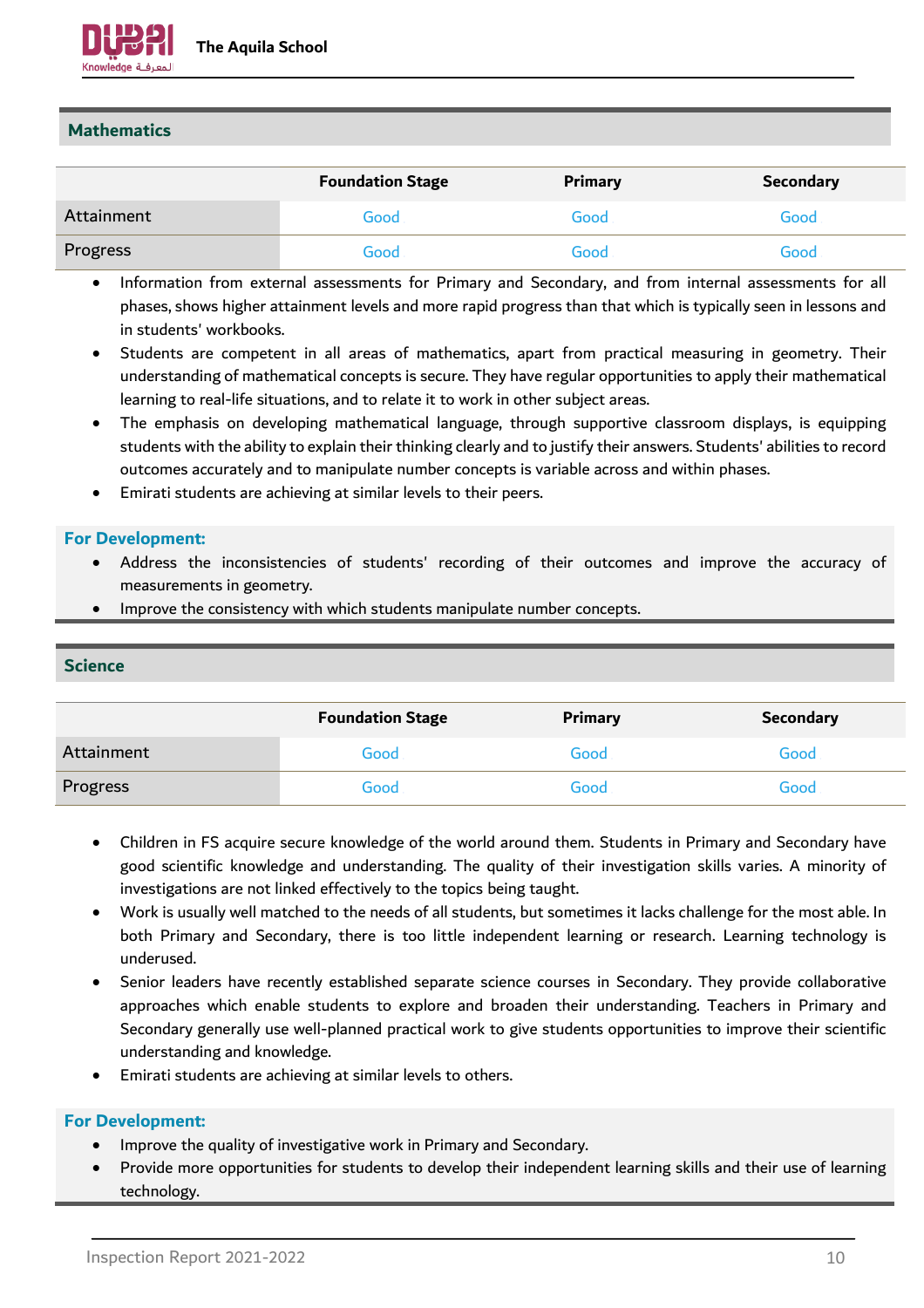## Mathematics

| | Foundation Stage | Primary | Secondary |
|---|---|---|---|
| Attainment | Good | Good | Good |
| Progress | Good | Good | Good |

- Information from external assessments for Primary and Secondary, and from internal assessments for all phases, shows higher attainment levels and more rapid progress than that which is typically seen in lessons and in students' workbooks.
- Students are competent in all areas of mathematics, apart from practical measuring in geometry. Their understanding of mathematical concepts is secure. They have regular opportunities to apply their mathematical learning to real-life situations, and to relate it to work in other subject areas.
- The emphasis on developing mathematical language, through supportive classroom displays, is equipping students with the ability to explain their thinking clearly and to justify their answers. Students' abilities to record outcomes accurately and to manipulate number concepts is variable across and within phases.
- Emirati students are achieving at similar levels to their peers.

**For Development:**

- Address the inconsistencies of students' recording of their outcomes and improve the accuracy of measurements in geometry.
- Improve the consistency with which students manipulate number concepts.

## Science

| | Foundation Stage | Primary | Secondary |
|---|---|---|---|
| Attainment | Good | Good | Good |
| Progress | Good | Good | Good |

- Children in FS acquire secure knowledge of the world around them. Students in Primary and Secondary have good scientific knowledge and understanding. The quality of their investigation skills varies. A minority of investigations are not linked effectively to the topics being taught.
- Work is usually well matched to the needs of all students, but sometimes it lacks challenge for the most able. In both Primary and Secondary, there is too little independent learning or research. Learning technology is underused.
- Senior leaders have recently established separate science courses in Secondary. They provide collaborative approaches which enable students to explore and broaden their understanding. Teachers in Primary and Secondary generally use well-planned practical work to give students opportunities to improve their scientific understanding and knowledge.
- Emirati students are achieving at similar levels to others.

**For Development:**

- Improve the quality of investigative work in Primary and Secondary.
- Provide more opportunities for students to develop their independent learning skills and their use of learning technology.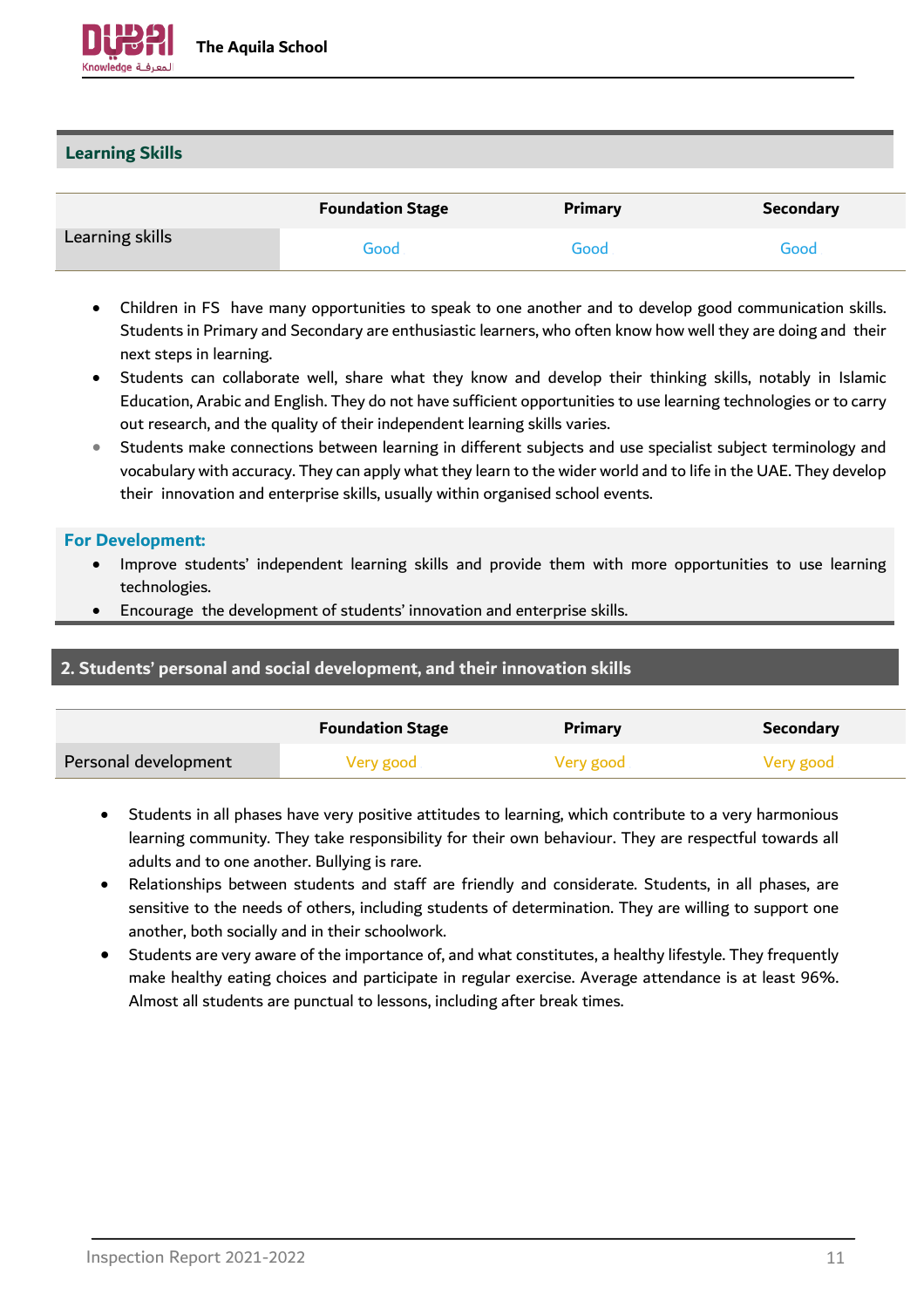### Learning Skills

| | Foundation Stage | Primary | Secondary |
|---|---|---|---|
| Learning skills | Good | Good | Good |

- Children in FS have many opportunities to speak to one another and to develop good communication skills. Students in Primary and Secondary are enthusiastic learners, who often know how well they are doing and their next steps in learning.
- Students can collaborate well, share what they know and develop their thinking skills, notably in Islamic Education, Arabic and English. They do not have sufficient opportunities to use learning technologies or to carry out research, and the quality of their independent learning skills varies.
- Students make connections between learning in different subjects and use specialist subject terminology and vocabulary with accuracy. They can apply what they learn to the wider world and to life in the UAE. They develop their innovation and enterprise skills, usually within organised school events.

**For Development:**

- Improve students' independent learning skills and provide them with more opportunities to use learning technologies.
- Encourage the development of students' innovation and enterprise skills.

## 2. Students' personal and social development, and their innovation skills

| | Foundation Stage | Primary | Secondary |
|---|---|---|---|
| Personal development | Very good | Very good | Very good |

- Students in all phases have very positive attitudes to learning, which contribute to a very harmonious learning community. They take responsibility for their own behaviour. They are respectful towards all adults and to one another. Bullying is rare.
- Relationships between students and staff are friendly and considerate. Students, in all phases, are sensitive to the needs of others, including students of determination. They are willing to support one another, both socially and in their schoolwork.
- Students are very aware of the importance of, and what constitutes, a healthy lifestyle. They frequently make healthy eating choices and participate in regular exercise. Average attendance is at least 96%. Almost all students are punctual to lessons, including after break times.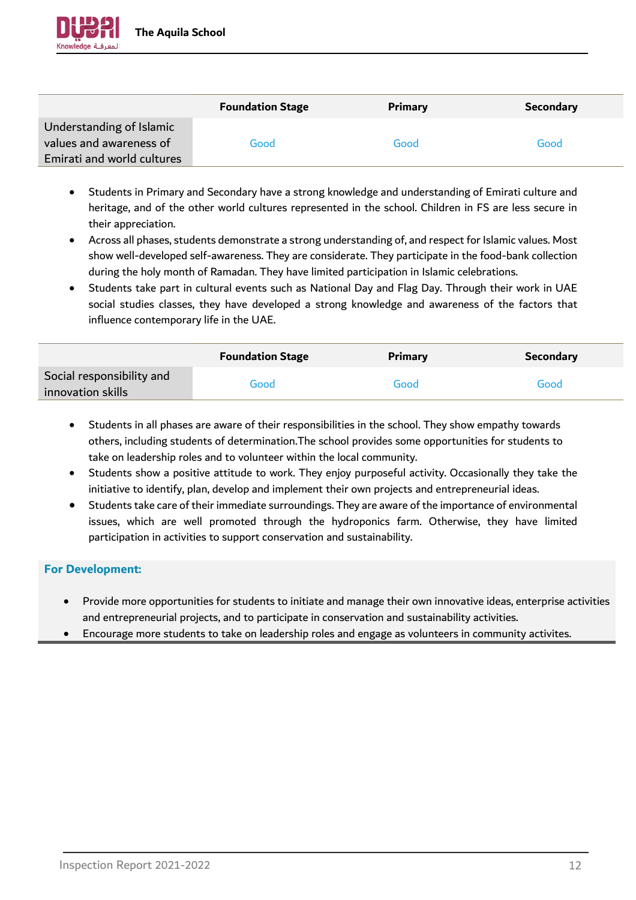| | Foundation Stage | Primary | Secondary |
|---|---|---|---|
| Understanding of Islamic values and awareness of Emirati and world cultures | Good | Good | Good |

- Students in Primary and Secondary have a strong knowledge and understanding of Emirati culture and heritage, and of the other world cultures represented in the school. Children in FS are less secure in their appreciation.
- Across all phases, students demonstrate a strong understanding of, and respect for Islamic values. Most show well-developed self-awareness. They are considerate. They participate in the food-bank collection during the holy month of Ramadan. They have limited participation in Islamic celebrations.
- Students take part in cultural events such as National Day and Flag Day. Through their work in UAE social studies classes, they have developed a strong knowledge and awareness of the factors that influence contemporary life in the UAE.

| | Foundation Stage | Primary | Secondary |
|---|---|---|---|
| Social responsibility and innovation skills | Good | Good | Good |

- Students in all phases are aware of their responsibilities in the school. They show empathy towards others, including students of determination.The school provides some opportunities for students to take on leadership roles and to volunteer within the local community.
- Students show a positive attitude to work. They enjoy purposeful activity. Occasionally they take the initiative to identify, plan, develop and implement their own projects and entrepreneurial ideas.
- Students take care of their immediate surroundings. They are aware of the importance of environmental issues, which are well promoted through the hydroponics farm. Otherwise, they have limited participation in activities to support conservation and sustainability.

**For Development:**

- Provide more opportunities for students to initiate and manage their own innovative ideas, enterprise activities and entrepreneurial projects, and to participate in conservation and sustainability activities.
- Encourage more students to take on leadership roles and engage as volunteers in community activites.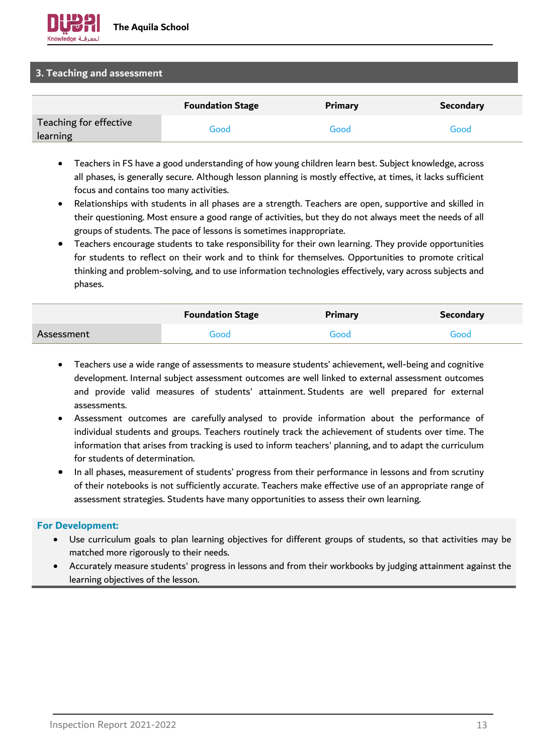## 3. Teaching and assessment

| | Foundation Stage | Primary | Secondary |
|---|---|---|---|
| Teaching for effective learning | Good | Good | Good |

- Teachers in FS have a good understanding of how young children learn best. Subject knowledge, across all phases, is generally secure. Although lesson planning is mostly effective, at times, it lacks sufficient focus and contains too many activities.
- Relationships with students in all phases are a strength. Teachers are open, supportive and skilled in their questioning. Most ensure a good range of activities, but they do not always meet the needs of all groups of students. The pace of lessons is sometimes inappropriate.
- Teachers encourage students to take responsibility for their own learning. They provide opportunities for students to reflect on their work and to think for themselves. Opportunities to promote critical thinking and problem-solving, and to use information technologies effectively, vary across subjects and phases.

| | Foundation Stage | Primary | Secondary |
|---|---|---|---|
| Assessment | Good | Good | Good |

- Teachers use a wide range of assessments to measure students' achievement, well-being and cognitive development. Internal subject assessment outcomes are well linked to external assessment outcomes and provide valid measures of students' attainment. Students are well prepared for external assessments.
- Assessment outcomes are carefully analysed to provide information about the performance of individual students and groups. Teachers routinely track the achievement of students over time. The information that arises from tracking is used to inform teachers' planning, and to adapt the curriculum for students of determination.
- In all phases, measurement of students' progress from their performance in lessons and from scrutiny of their notebooks is not sufficiently accurate. Teachers make effective use of an appropriate range of assessment strategies. Students have many opportunities to assess their own learning.

**For Development:**

- Use curriculum goals to plan learning objectives for different groups of students, so that activities may be matched more rigorously to their needs.
- Accurately measure students' progress in lessons and from their workbooks by judging attainment against the learning objectives of the lesson.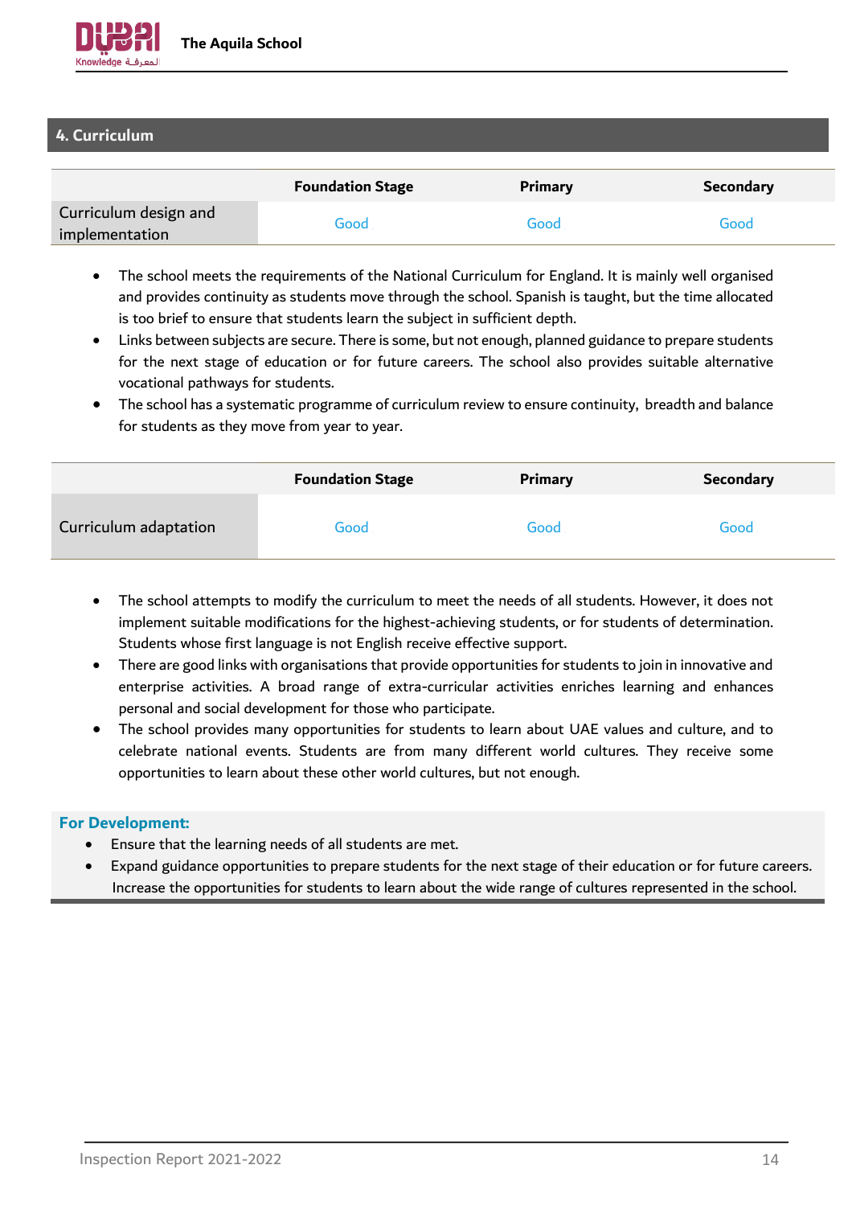## 4. Curriculum

| | Foundation Stage | Primary | Secondary |
|---|---|---|---|
| Curriculum design and implementation | Good | Good | Good |

- The school meets the requirements of the National Curriculum for England. It is mainly well organised and provides continuity as students move through the school. Spanish is taught, but the time allocated is too brief to ensure that students learn the subject in sufficient depth.
- Links between subjects are secure. There is some, but not enough, planned guidance to prepare students for the next stage of education or for future careers. The school also provides suitable alternative vocational pathways for students.
- The school has a systematic programme of curriculum review to ensure continuity, breadth and balance for students as they move from year to year.

| | Foundation Stage | Primary | Secondary |
|---|---|---|---|
| Curriculum adaptation | Good | Good | Good |

- The school attempts to modify the curriculum to meet the needs of all students. However, it does not implement suitable modifications for the highest-achieving students, or for students of determination. Students whose first language is not English receive effective support.
- There are good links with organisations that provide opportunities for students to join in innovative and enterprise activities. A broad range of extra-curricular activities enriches learning and enhances personal and social development for those who participate.
- The school provides many opportunities for students to learn about UAE values and culture, and to celebrate national events. Students are from many different world cultures. They receive some opportunities to learn about these other world cultures, but not enough.

**For Development:**

- Ensure that the learning needs of all students are met.
- Expand guidance opportunities to prepare students for the next stage of their education or for future careers. Increase the opportunities for students to learn about the wide range of cultures represented in the school.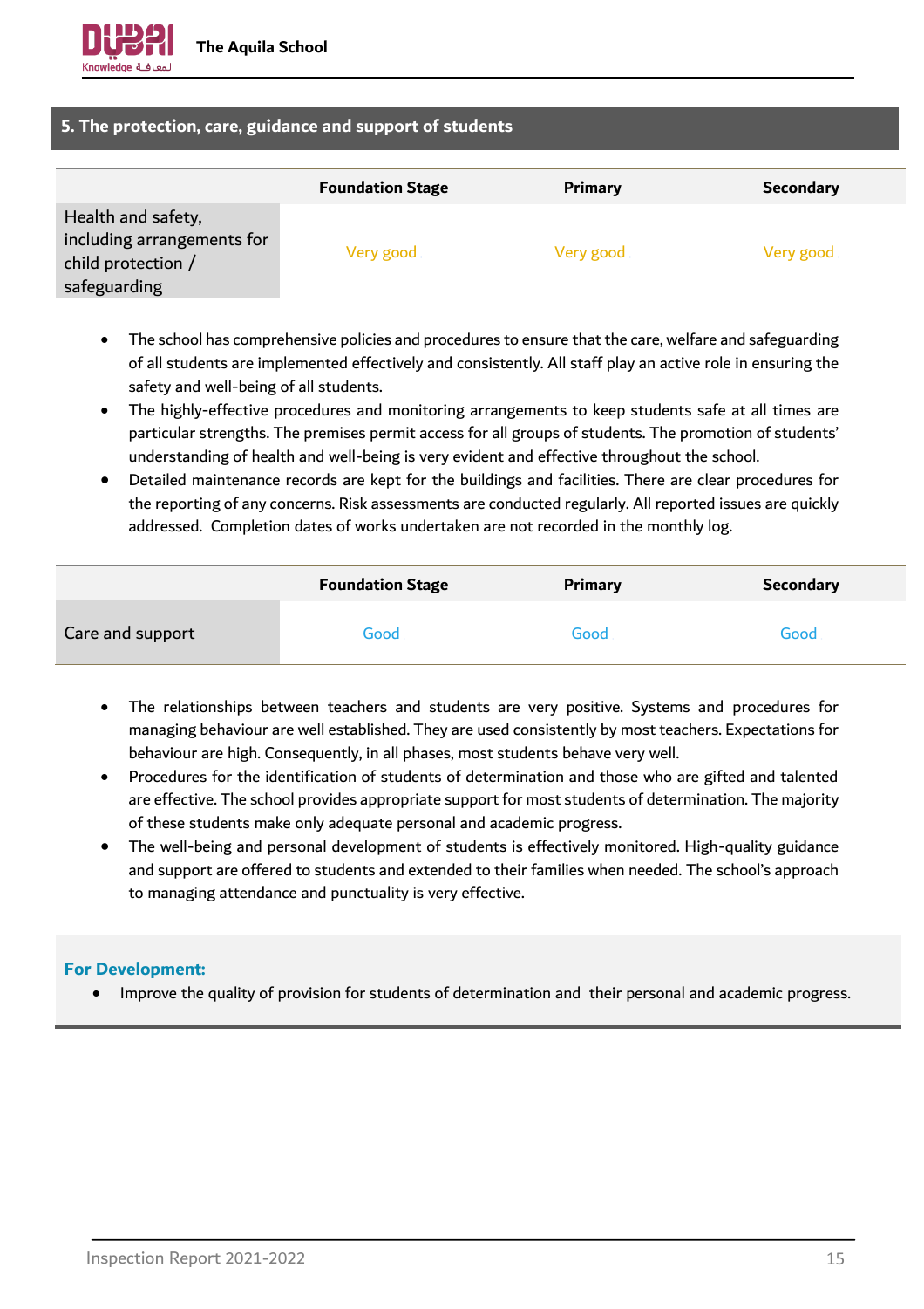## 5. The protection, care, guidance and support of students

| | Foundation Stage | Primary | Secondary |
|---|---|---|---|
| Health and safety, including arrangements for child protection / safeguarding | Very good | Very good | Very good |

- The school has comprehensive policies and procedures to ensure that the care, welfare and safeguarding of all students are implemented effectively and consistently. All staff play an active role in ensuring the safety and well-being of all students.
- The highly-effective procedures and monitoring arrangements to keep students safe at all times are particular strengths. The premises permit access for all groups of students. The promotion of students' understanding of health and well-being is very evident and effective throughout the school.
- Detailed maintenance records are kept for the buildings and facilities. There are clear procedures for the reporting of any concerns. Risk assessments are conducted regularly. All reported issues are quickly addressed. Completion dates of works undertaken are not recorded in the monthly log.

| | Foundation Stage | Primary | Secondary |
|---|---|---|---|
| Care and support | Good | Good | Good |

- The relationships between teachers and students are very positive. Systems and procedures for managing behaviour are well established. They are used consistently by most teachers. Expectations for behaviour are high. Consequently, in all phases, most students behave very well.
- Procedures for the identification of students of determination and those who are gifted and talented are effective. The school provides appropriate support for most students of determination. The majority of these students make only adequate personal and academic progress.
- The well-being and personal development of students is effectively monitored. High-quality guidance and support are offered to students and extended to their families when needed. The school's approach to managing attendance and punctuality is very effective.

**For Development:**

- Improve the quality of provision for students of determination and their personal and academic progress.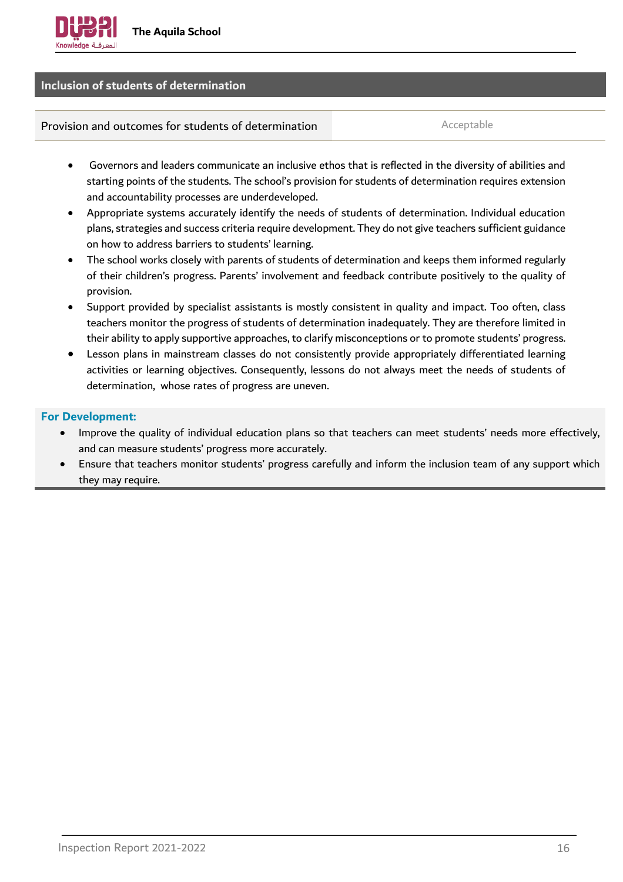## Inclusion of students of determination

| Provision and outcomes for students of determination | Acceptable |
| --- | --- |

- Governors and leaders communicate an inclusive ethos that is reflected in the diversity of abilities and starting points of the students. The school's provision for students of determination requires extension and accountability processes are underdeveloped.
- Appropriate systems accurately identify the needs of students of determination. Individual education plans, strategies and success criteria require development. They do not give teachers sufficient guidance on how to address barriers to students' learning.
- The school works closely with parents of students of determination and keeps them informed regularly of their children's progress. Parents' involvement and feedback contribute positively to the quality of provision.
- Support provided by specialist assistants is mostly consistent in quality and impact. Too often, class teachers monitor the progress of students of determination inadequately. They are therefore limited in their ability to apply supportive approaches, to clarify misconceptions or to promote students' progress.
- Lesson plans in mainstream classes do not consistently provide appropriately differentiated learning activities or learning objectives. Consequently, lessons do not always meet the needs of students of determination, whose rates of progress are uneven.

**For Development:**

- Improve the quality of individual education plans so that teachers can meet students' needs more effectively, and can measure students' progress more accurately.
- Ensure that teachers monitor students' progress carefully and inform the inclusion team of any support which they may require.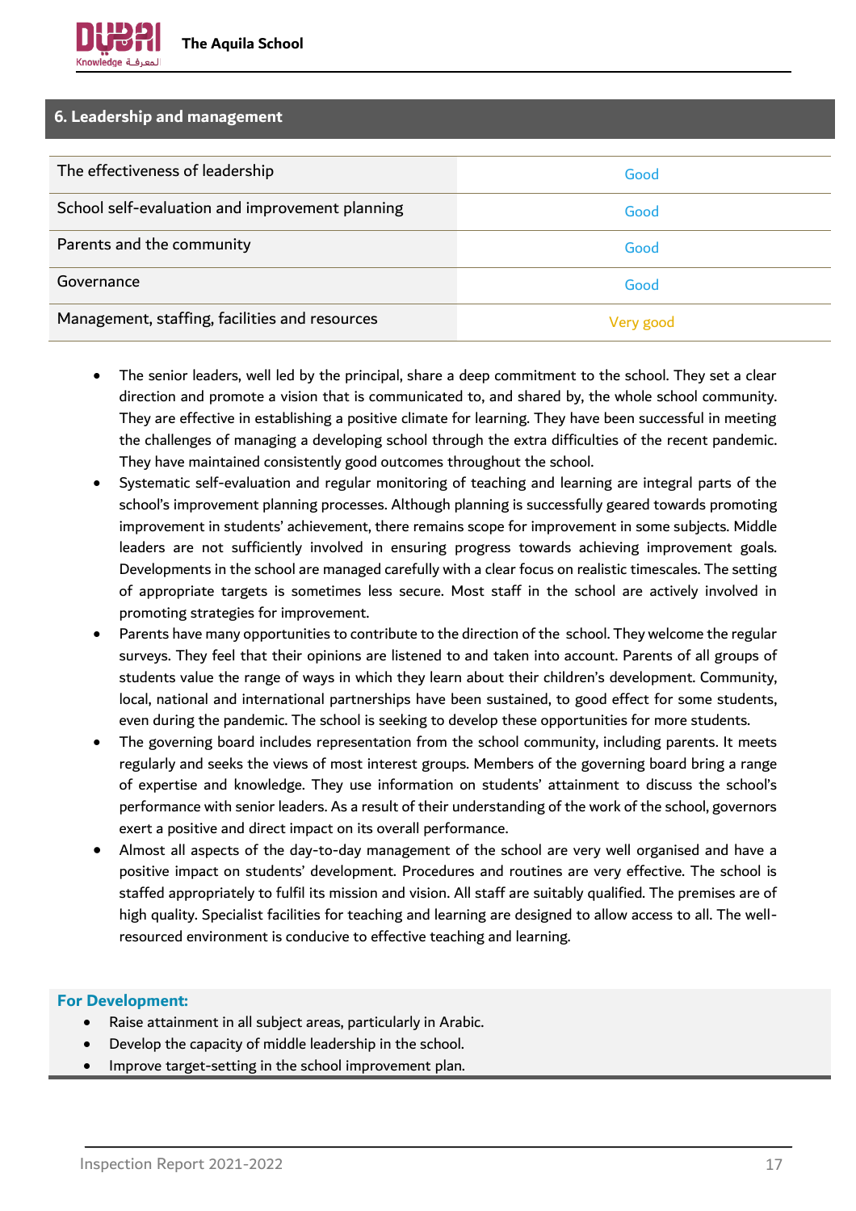## 6. Leadership and management

| | |
|---|---|
| The effectiveness of leadership | Good |
| School self-evaluation and improvement planning | Good |
| Parents and the community | Good |
| Governance | Good |
| Management, staffing, facilities and resources | Very good |

- The senior leaders, well led by the principal, share a deep commitment to the school. They set a clear direction and promote a vision that is communicated to, and shared by, the whole school community. They are effective in establishing a positive climate for learning. They have been successful in meeting the challenges of managing a developing school through the extra difficulties of the recent pandemic. They have maintained consistently good outcomes throughout the school.
- Systematic self-evaluation and regular monitoring of teaching and learning are integral parts of the school's improvement planning processes. Although planning is successfully geared towards promoting improvement in students' achievement, there remains scope for improvement in some subjects. Middle leaders are not sufficiently involved in ensuring progress towards achieving improvement goals. Developments in the school are managed carefully with a clear focus on realistic timescales. The setting of appropriate targets is sometimes less secure. Most staff in the school are actively involved in promoting strategies for improvement.
- Parents have many opportunities to contribute to the direction of the school. They welcome the regular surveys. They feel that their opinions are listened to and taken into account. Parents of all groups of students value the range of ways in which they learn about their children's development. Community, local, national and international partnerships have been sustained, to good effect for some students, even during the pandemic. The school is seeking to develop these opportunities for more students.
- The governing board includes representation from the school community, including parents. It meets regularly and seeks the views of most interest groups. Members of the governing board bring a range of expertise and knowledge. They use information on students' attainment to discuss the school's performance with senior leaders. As a result of their understanding of the work of the school, governors exert a positive and direct impact on its overall performance.
- Almost all aspects of the day-to-day management of the school are very well organised and have a positive impact on students' development. Procedures and routines are very effective. The school is staffed appropriately to fulfil its mission and vision. All staff are suitably qualified. The premises are of high quality. Specialist facilities for teaching and learning are designed to allow access to all. The well-resourced environment is conducive to effective teaching and learning.

**For Development:**

- Raise attainment in all subject areas, particularly in Arabic.
- Develop the capacity of middle leadership in the school.
- Improve target-setting in the school improvement plan.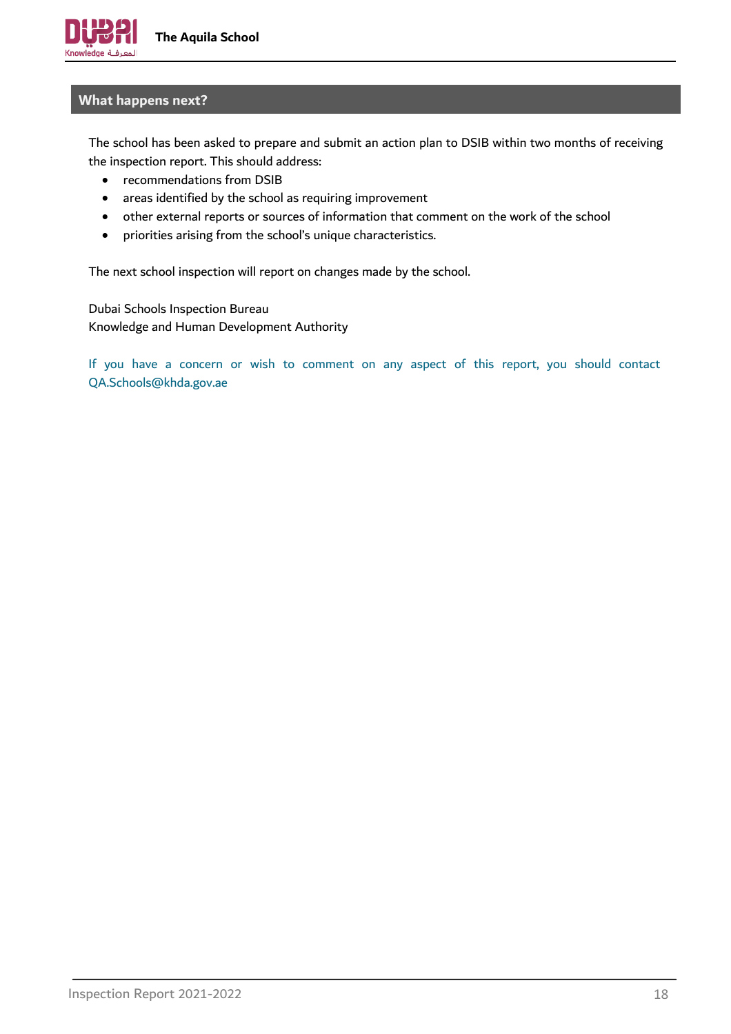## What happens next?

The school has been asked to prepare and submit an action plan to DSIB within two months of receiving the inspection report. This should address:

- recommendations from DSIB
- areas identified by the school as requiring improvement
- other external reports or sources of information that comment on the work of the school
- priorities arising from the school's unique characteristics.

The next school inspection will report on changes made by the school.

Dubai Schools Inspection Bureau
Knowledge and Human Development Authority

If you have a concern or wish to comment on any aspect of this report, you should contact QA.Schools@khda.gov.ae